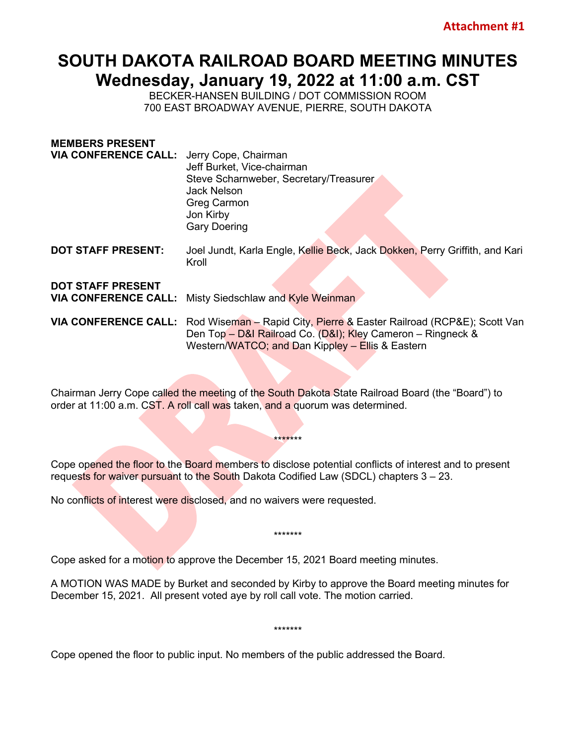**Attachment #1**

# SOUTH DAKOTA RAILROAD BOARD MEETING MINUTES
# Wednesday, January 19, 2022 at 11:00 a.m. CST

BECKER-HANSEN BUILDING / DOT COMMISSION ROOM
700 EAST BROADWAY AVENUE, PIERRE, SOUTH DAKOTA

**MEMBERS PRESENT VIA CONFERENCE CALL:** Jerry Cope, Chairman
Jeff Burket, Vice-chairman
Steve Scharnweber, Secretary/Treasurer
Jack Nelson
Greg Carmon
Jon Kirby
Gary Doering

**DOT STAFF PRESENT:** Joel Jundt, Karla Engle, Kellie Beck, Jack Dokken, Perry Griffith, and Kari Kroll

**DOT STAFF PRESENT VIA CONFERENCE CALL:** Misty Siedschlaw and Kyle Weinman

**VIA CONFERENCE CALL:** Rod Wiseman – Rapid City, Pierre & Easter Railroad (RCP&E); Scott Van Den Top – D&I Railroad Co. (D&I); Kley Cameron – Ringneck & Western/WATCO; and Dan Kippley – Ellis & Eastern

Chairman Jerry Cope called the meeting of the South Dakota State Railroad Board (the "Board") to order at 11:00 a.m. CST. A roll call was taken, and a quorum was determined.

*******

Cope opened the floor to the Board members to disclose potential conflicts of interest and to present requests for waiver pursuant to the South Dakota Codified Law (SDCL) chapters 3 – 23.

No conflicts of interest were disclosed, and no waivers were requested.

*******

Cope asked for a motion to approve the December 15, 2021 Board meeting minutes.

A MOTION WAS MADE by Burket and seconded by Kirby to approve the Board meeting minutes for December 15, 2021. All present voted aye by roll call vote. The motion carried.

*******

Cope opened the floor to public input. No members of the public addressed the Board.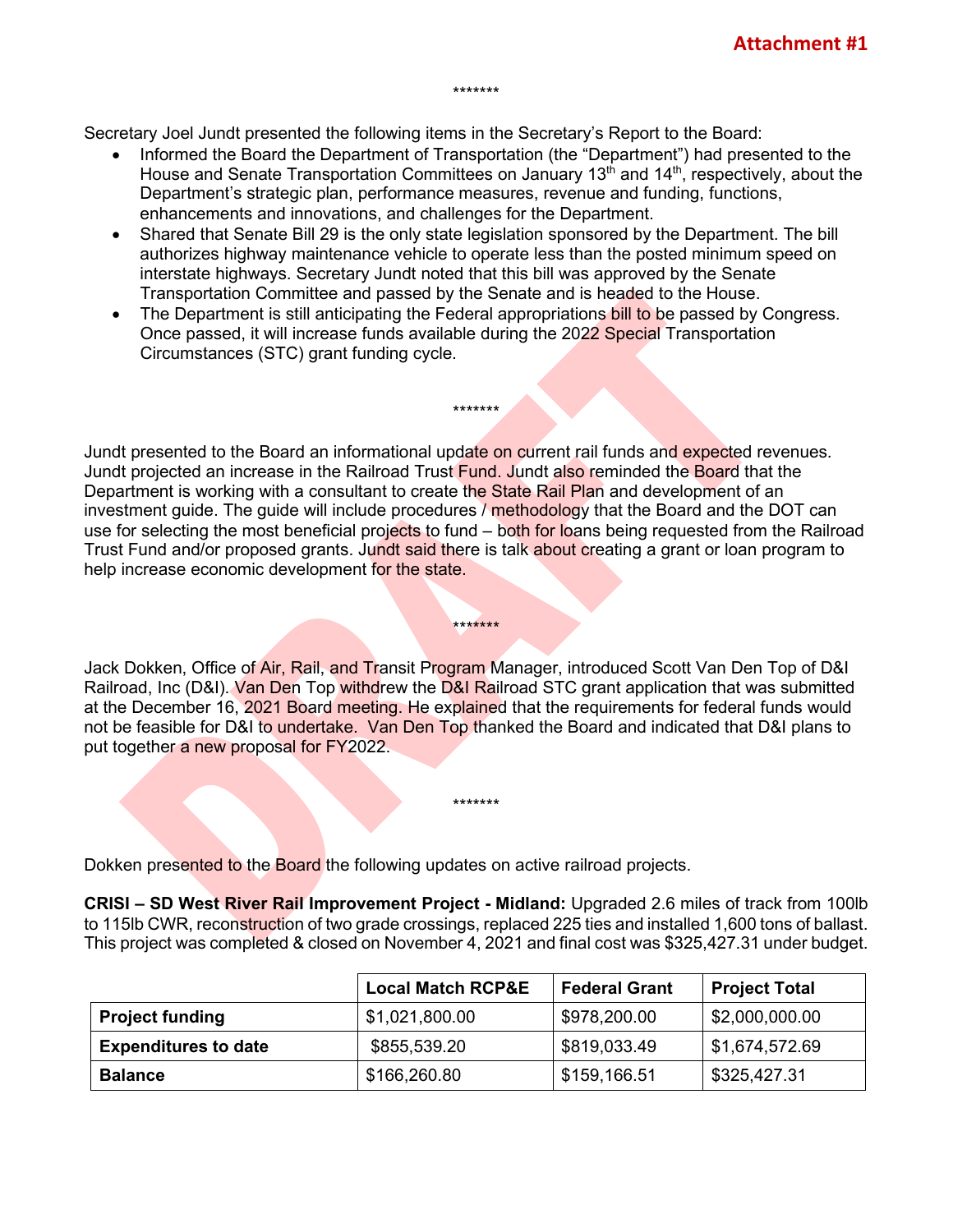**Attachment #1**

*******

Secretary Joel Jundt presented the following items in the Secretary's Report to the Board:

- Informed the Board the Department of Transportation (the "Department") had presented to the House and Senate Transportation Committees on January 13th and 14th, respectively, about the Department's strategic plan, performance measures, revenue and funding, functions, enhancements and innovations, and challenges for the Department.
- Shared that Senate Bill 29 is the only state legislation sponsored by the Department. The bill authorizes highway maintenance vehicle to operate less than the posted minimum speed on interstate highways. Secretary Jundt noted that this bill was approved by the Senate Transportation Committee and passed by the Senate and is headed to the House.
- The Department is still anticipating the Federal appropriations bill to be passed by Congress. Once passed, it will increase funds available during the 2022 Special Transportation Circumstances (STC) grant funding cycle.

*******

Jundt presented to the Board an informational update on current rail funds and expected revenues. Jundt projected an increase in the Railroad Trust Fund. Jundt also reminded the Board that the Department is working with a consultant to create the State Rail Plan and development of an investment guide. The guide will include procedures / methodology that the Board and the DOT can use for selecting the most beneficial projects to fund – both for loans being requested from the Railroad Trust Fund and/or proposed grants. Jundt said there is talk about creating a grant or loan program to help increase economic development for the state.

*******

Jack Dokken, Office of Air, Rail, and Transit Program Manager, introduced Scott Van Den Top of D&I Railroad, Inc (D&I). Van Den Top withdrew the D&I Railroad STC grant application that was submitted at the December 16, 2021 Board meeting. He explained that the requirements for federal funds would not be feasible for D&I to undertake. Van Den Top thanked the Board and indicated that D&I plans to put together a new proposal for FY2022.

*******

Dokken presented to the Board the following updates on active railroad projects.

**CRISI – SD West River Rail Improvement Project - Midland:** Upgraded 2.6 miles of track from 100lb to 115lb CWR, reconstruction of two grade crossings, replaced 225 ties and installed 1,600 tons of ballast. This project was completed & closed on November 4, 2021 and final cost was $325,427.31 under budget.

| | Local Match RCP&E | Federal Grant | Project Total |
|---|---|---|---|
| **Project funding** | $1,021,800.00 | $978,200.00 | $2,000,000.00 |
| **Expenditures to date** | $855,539.20 | $819,033.49 | $1,674,572.69 |
| **Balance** | $166,260.80 | $159,166.51 | $325,427.31 |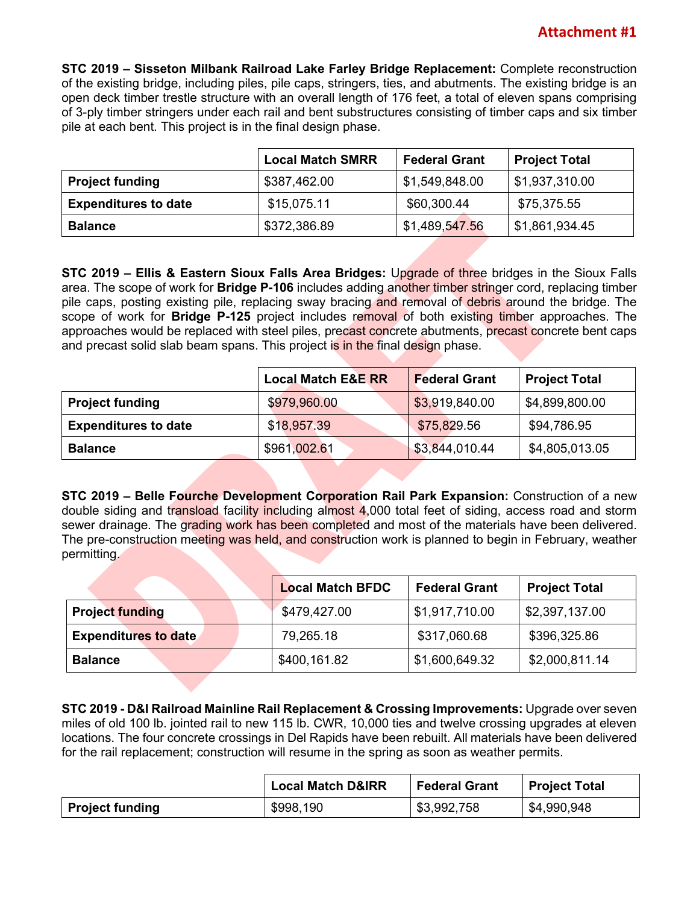**Attachment #1**

**STC 2019 – Sisseton Milbank Railroad Lake Farley Bridge Replacement:** Complete reconstruction of the existing bridge, including piles, pile caps, stringers, ties, and abutments. The existing bridge is an open deck timber trestle structure with an overall length of 176 feet, a total of eleven spans comprising of 3-ply timber stringers under each rail and bent substructures consisting of timber caps and six timber pile at each bent. This project is in the final design phase.

| | Local Match SMRR | Federal Grant | Project Total |
|---|---|---|---|
| **Project funding** | $387,462.00 | $1,549,848.00 | $1,937,310.00 |
| **Expenditures to date** | $15,075.11 | $60,300.44 | $75,375.55 |
| **Balance** | $372,386.89 | $1,489,547.56 | $1,861,934.45 |

**STC 2019 – Ellis & Eastern Sioux Falls Area Bridges:** Upgrade of three bridges in the Sioux Falls area. The scope of work for **Bridge P-106** includes adding another timber stringer cord, replacing timber pile caps, posting existing pile, replacing sway bracing and removal of debris around the bridge. The scope of work for **Bridge P-125** project includes removal of both existing timber approaches. The approaches would be replaced with steel piles, precast concrete abutments, precast concrete bent caps and precast solid slab beam spans. This project is in the final design phase.

| | Local Match E&E RR | Federal Grant | Project Total |
|---|---|---|---|
| **Project funding** | $979,960.00 | $3,919,840.00 | $4,899,800.00 |
| **Expenditures to date** | $18,957.39 | $75,829.56 | $94,786.95 |
| **Balance** | $961,002.61 | $3,844,010.44 | $4,805,013.05 |

**STC 2019 – Belle Fourche Development Corporation Rail Park Expansion:** Construction of a new double siding and transload facility including almost 4,000 total feet of siding, access road and storm sewer drainage. The grading work has been completed and most of the materials have been delivered. The pre-construction meeting was held, and construction work is planned to begin in February, weather permitting.

| | Local Match BFDC | Federal Grant | Project Total |
|---|---|---|---|
| **Project funding** | $479,427.00 | $1,917,710.00 | $2,397,137.00 |
| **Expenditures to date** | 79,265.18 | $317,060.68 | $396,325.86 |
| **Balance** | $400,161.82 | $1,600,649.32 | $2,000,811.14 |

**STC 2019 - D&I Railroad Mainline Rail Replacement & Crossing Improvements:** Upgrade over seven miles of old 100 lb. jointed rail to new 115 lb. CWR, 10,000 ties and twelve crossing upgrades at eleven locations. The four concrete crossings in Del Rapids have been rebuilt. All materials have been delivered for the rail replacement; construction will resume in the spring as soon as weather permits.

| | Local Match D&IRR | Federal Grant | Project Total |
|---|---|---|---|
| **Project funding** | $998,190 | $3,992,758 | $4,990,948 |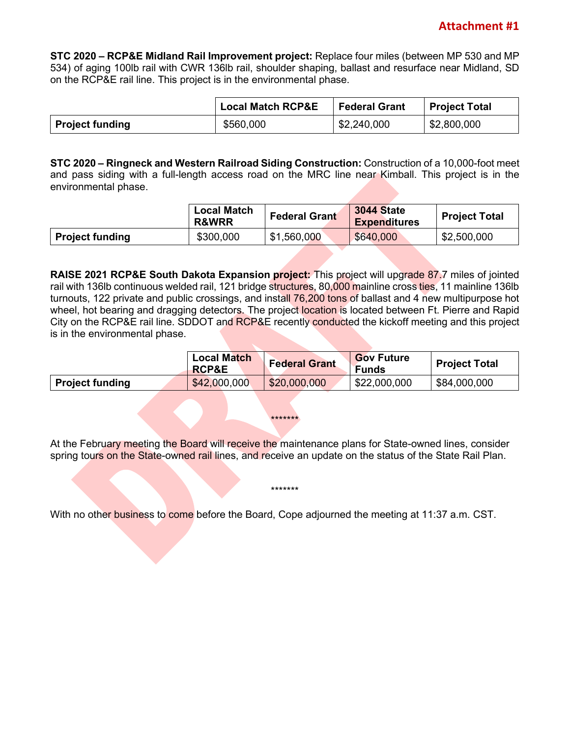**Attachment #1**

**STC 2020 – RCP&E Midland Rail Improvement project:** Replace four miles (between MP 530 and MP 534) of aging 100lb rail with CWR 136lb rail, shoulder shaping, ballast and resurface near Midland, SD on the RCP&E rail line. This project is in the environmental phase.

| | Local Match RCP&E | Federal Grant | Project Total |
|---|---|---|---|
| **Project funding** | $560,000 | $2,240,000 | $2,800,000 |

**STC 2020 – Ringneck and Western Railroad Siding Construction:** Construction of a 10,000-foot meet and pass siding with a full-length access road on the MRC line near Kimball. This project is in the environmental phase.

| | Local Match R&WRR | Federal Grant | 3044 State Expenditures | Project Total |
|---|---|---|---|---|
| **Project funding** | $300,000 | $1,560,000 | $640,000 | $2,500,000 |

**RAISE 2021 RCP&E South Dakota Expansion project:** This project will upgrade 87.7 miles of jointed rail with 136lb continuous welded rail, 121 bridge structures, 80,000 mainline cross ties, 11 mainline 136lb turnouts, 122 private and public crossings, and install 76,200 tons of ballast and 4 new multipurpose hot wheel, hot bearing and dragging detectors. The project location is located between Ft. Pierre and Rapid City on the RCP&E rail line. SDDOT and RCP&E recently conducted the kickoff meeting and this project is in the environmental phase.

| | Local Match RCP&E | Federal Grant | Gov Future Funds | Project Total |
|---|---|---|---|---|
| **Project funding** | $42,000,000 | $20,000,000 | $22,000,000 | $84,000,000 |

*******

At the February meeting the Board will receive the maintenance plans for State-owned lines, consider spring tours on the State-owned rail lines, and receive an update on the status of the State Rail Plan.

*******

With no other business to come before the Board, Cope adjourned the meeting at 11:37 a.m. CST.